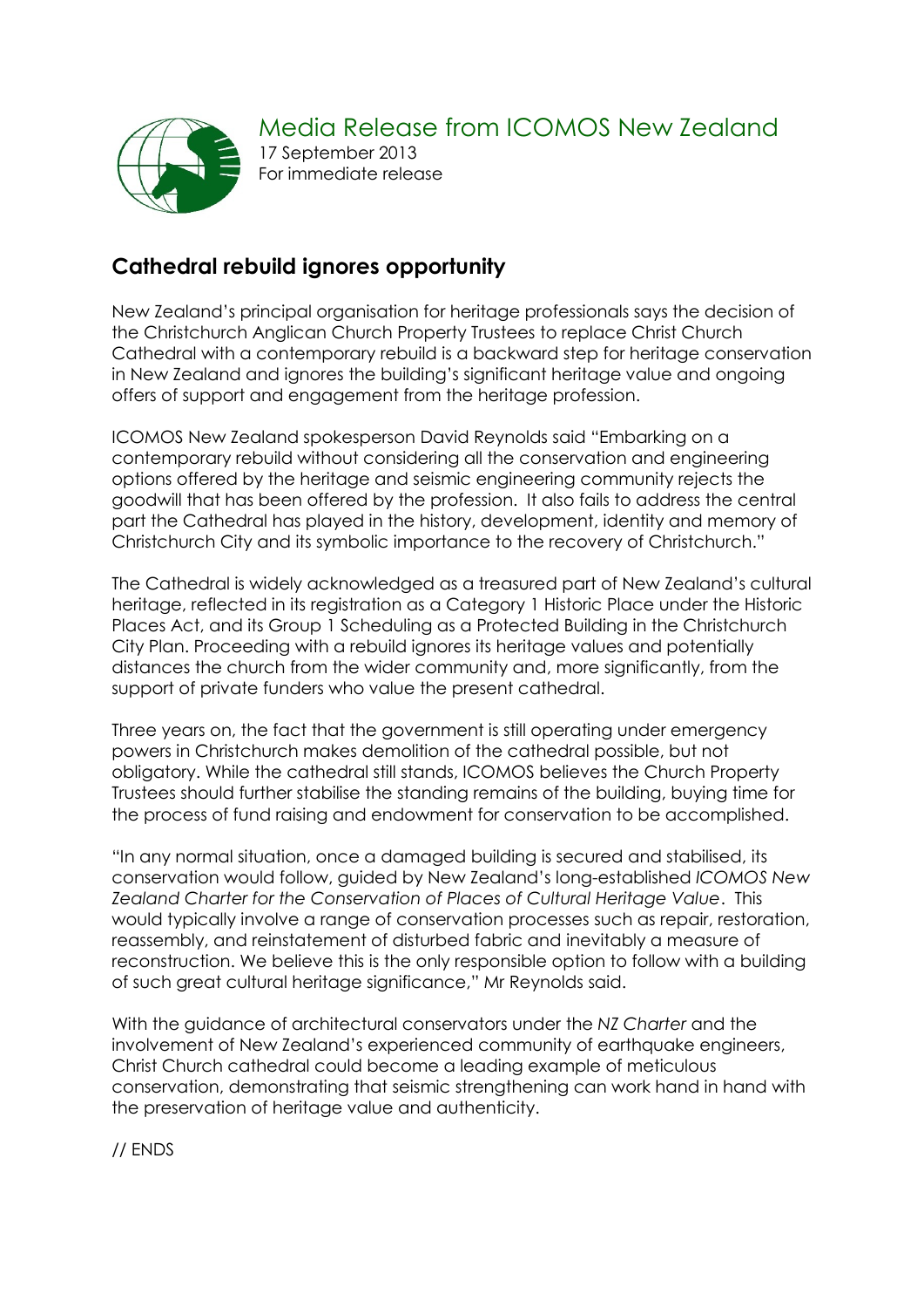# Media Release from ICOMOS New Zealand

17 September 2013
For immediate release

## Cathedral rebuild ignores opportunity

New Zealand's principal organisation for heritage professionals says the decision of the Christchurch Anglican Church Property Trustees to replace Christ Church Cathedral with a contemporary rebuild is a backward step for heritage conservation in New Zealand and ignores the building's significant heritage value and ongoing offers of support and engagement from the heritage profession.

ICOMOS New Zealand spokesperson David Reynolds said "Embarking on a contemporary rebuild without considering all the conservation and engineering options offered by the heritage and seismic engineering community rejects the goodwill that has been offered by the profession. It also fails to address the central part the Cathedral has played in the history, development, identity and memory of Christchurch City and its symbolic importance to the recovery of Christchurch."

The Cathedral is widely acknowledged as a treasured part of New Zealand's cultural heritage, reflected in its registration as a Category 1 Historic Place under the Historic Places Act, and its Group 1 Scheduling as a Protected Building in the Christchurch City Plan. Proceeding with a rebuild ignores its heritage values and potentially distances the church from the wider community and, more significantly, from the support of private funders who value the present cathedral.

Three years on, the fact that the government is still operating under emergency powers in Christchurch makes demolition of the cathedral possible, but not obligatory. While the cathedral still stands, ICOMOS believes the Church Property Trustees should further stabilise the standing remains of the building, buying time for the process of fund raising and endowment for conservation to be accomplished.

"In any normal situation, once a damaged building is secured and stabilised, its conservation would follow, guided by New Zealand's long-established *ICOMOS New Zealand Charter for the Conservation of Places of Cultural Heritage Value*. This would typically involve a range of conservation processes such as repair, restoration, reassembly, and reinstatement of disturbed fabric and inevitably a measure of reconstruction. We believe this is the only responsible option to follow with a building of such great cultural heritage significance," Mr Reynolds said.

With the guidance of architectural conservators under the *NZ Charter* and the involvement of New Zealand's experienced community of earthquake engineers, Christ Church cathedral could become a leading example of meticulous conservation, demonstrating that seismic strengthening can work hand in hand with the preservation of heritage value and authenticity.

// ENDS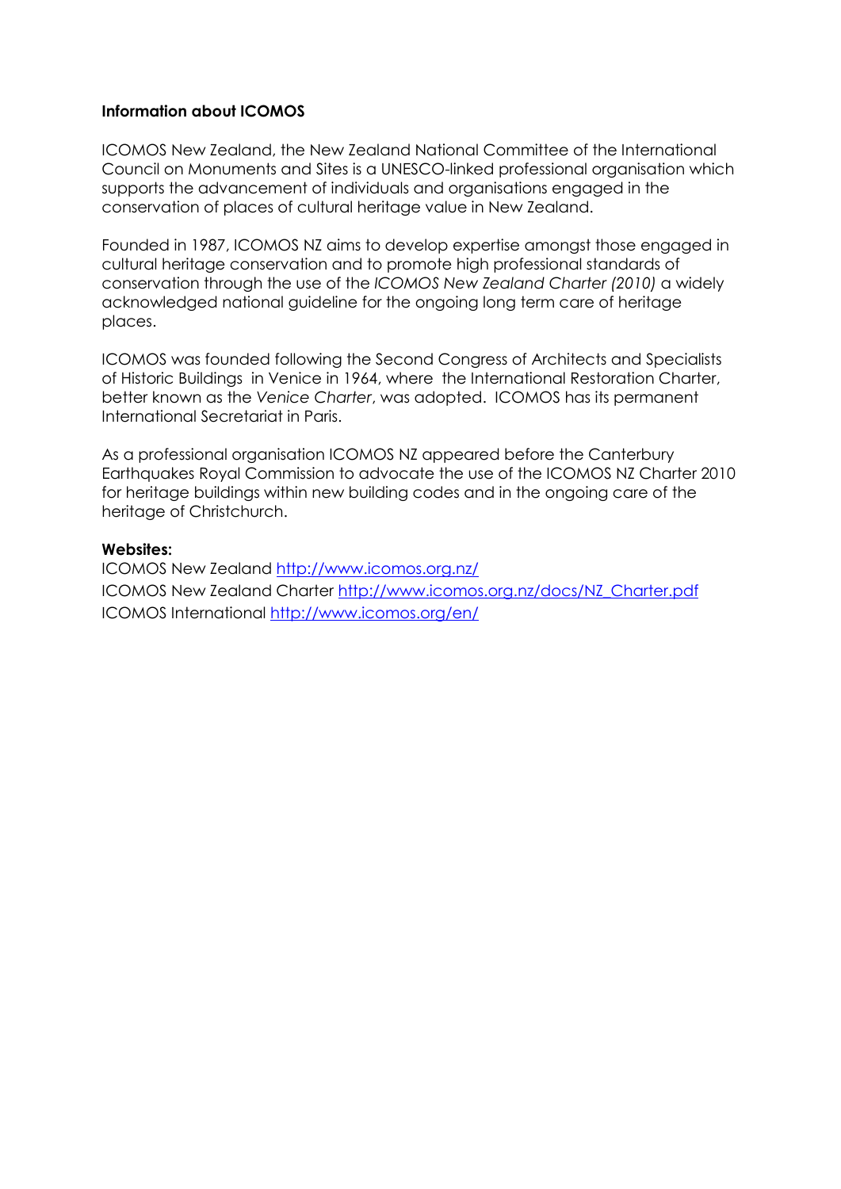**Information about ICOMOS**

ICOMOS New Zealand, the New Zealand National Committee of the International Council on Monuments and Sites is a UNESCO-linked professional organisation which supports the advancement of individuals and organisations engaged in the conservation of places of cultural heritage value in New Zealand.

Founded in 1987, ICOMOS NZ aims to develop expertise amongst those engaged in cultural heritage conservation and to promote high professional standards of conservation through the use of the *ICOMOS New Zealand Charter (2010)* a widely acknowledged national guideline for the ongoing long term care of heritage places.

ICOMOS was founded following the Second Congress of Architects and Specialists of Historic Buildings in Venice in 1964, where the International Restoration Charter, better known as the *Venice Charter*, was adopted. ICOMOS has its permanent International Secretariat in Paris.

As a professional organisation ICOMOS NZ appeared before the Canterbury Earthquakes Royal Commission to advocate the use of the ICOMOS NZ Charter 2010 for heritage buildings within new building codes and in the ongoing care of the heritage of Christchurch.

**Websites:**

ICOMOS New Zealand http://www.icomos.org.nz/
ICOMOS New Zealand Charter http://www.icomos.org.nz/docs/NZ_Charter.pdf
ICOMOS International http://www.icomos.org/en/